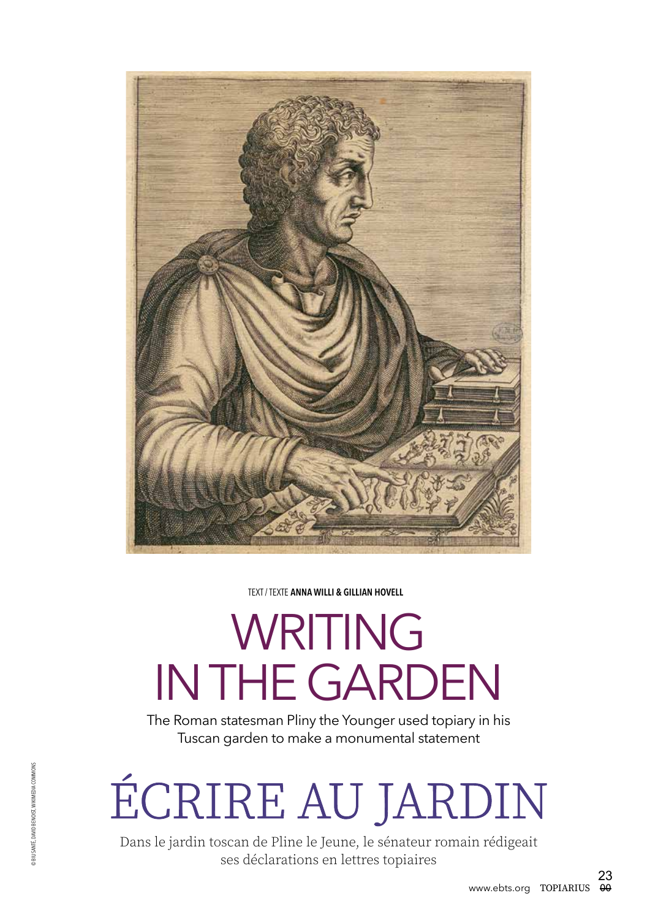TEXT / TEXTE **ANNA WILLI & GILLIAN HOVELL**

# WRITING IN THE GARDEN

The Roman statesman Pliny the Younger used topiary in his Tuscan garden to make a monumental statement

# ÉCRIRE AU JARDIN

Dans le jardin toscan de Pline le Jeune, le sénateur romain rédigeait ses déclarations en lettres topiaires

© BIU SANTÉ, DAVID BENOIST, WIKIMEDIA COMMONS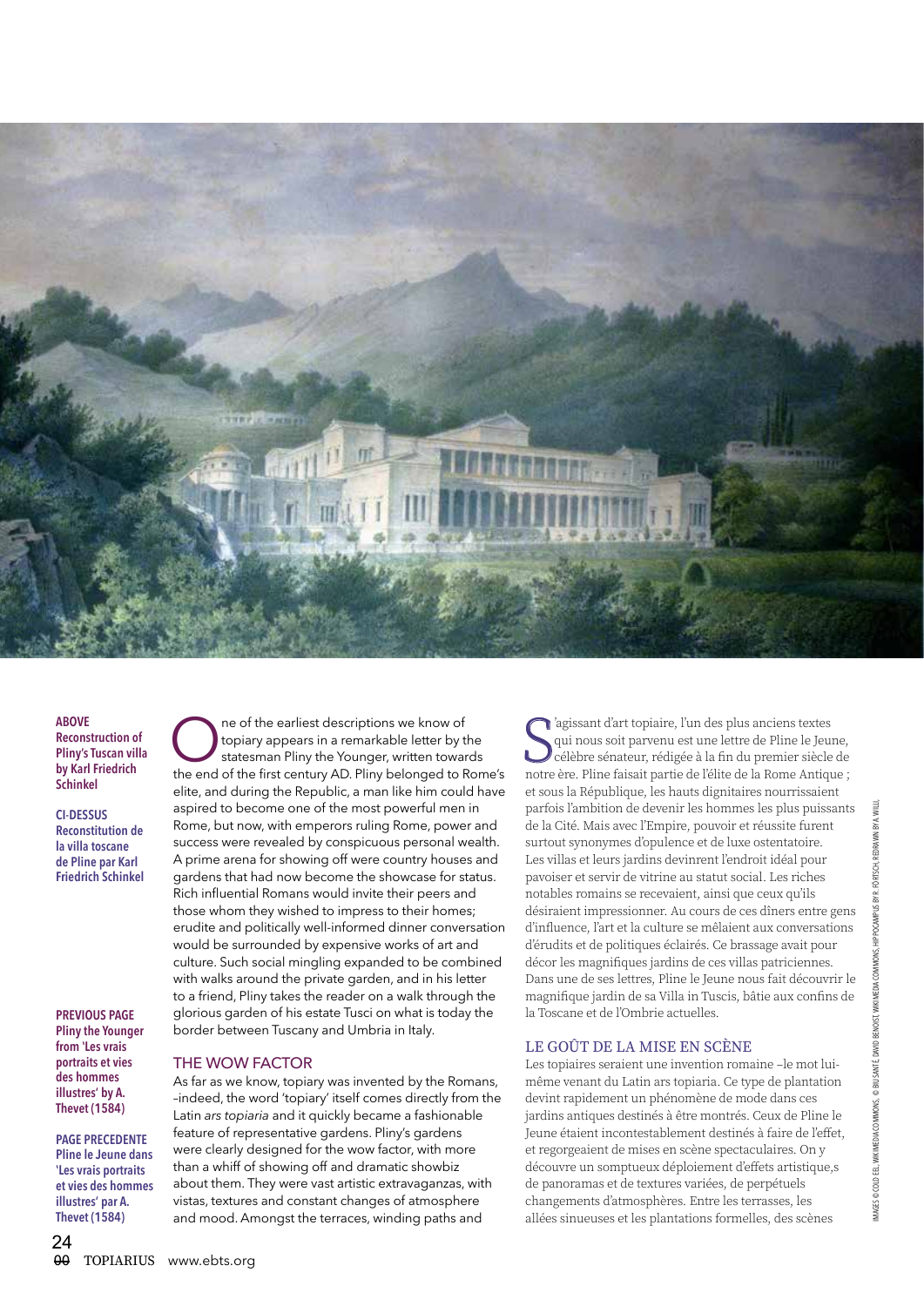**ABOVE**
**Reconstruction of Pliny's Tuscan villa by Karl Friedrich Schinkel**

**CI-DESSUS**
**Reconstitution de la villa toscane de Pline par Karl Friedrich Schinkel**

**PREVIOUS PAGE**
**Pliny the Younger from 'Les vrais portraits et vies des hommes illustres' by A. Thevet (1584)**

**PAGE PRECEDENTE**
**Pline le Jeune dans 'Les vrais portraits et vies des hommes illustres' par A. Thevet (1584)**

One of the earliest descriptions we know of topiary appears in a remarkable letter by the statesman Pliny the Younger, written towards the end of the first century AD. Pliny belonged to Rome's elite, and during the Republic, a man like him could have aspired to become one of the most powerful men in Rome, but now, with emperors ruling Rome, power and success were revealed by conspicuous personal wealth. A prime arena for showing off were country houses and gardens that had now become the showcase for status. Rich influential Romans would invite their peers and those whom they wished to impress to their homes; erudite and politically well-informed dinner conversation would be surrounded by expensive works of art and culture. Such social mingling expanded to be combined with walks around the private garden, and in his letter to a friend, Pliny takes the reader on a walk through the glorious garden of his estate Tusci on what is today the border between Tuscany and Umbria in Italy.

## THE WOW FACTOR

As far as we know, topiary was invented by the Romans, –indeed, the word 'topiary' itself comes directly from the Latin *ars topiaria* and it quickly became a fashionable feature of representative gardens. Pliny's gardens were clearly designed for the wow factor, with more than a whiff of showing off and dramatic showbiz about them. They were vast artistic extravaganzas, with vistas, textures and constant changes of atmosphere and mood. Amongst the terraces, winding paths and

S'agissant d'art topiaire, l'un des plus anciens textes qui nous soit parvenu est une lettre de Pline le Jeune, célèbre sénateur, rédigée à la fin du premier siècle de notre ère. Pline faisait partie de l'élite de la Rome Antique ; et sous la République, les hauts dignitaires nourrissaient parfois l'ambition de devenir les hommes les plus puissants de la Cité. Mais avec l'Empire, pouvoir et réussite furent surtout synonymes d'opulence et de luxe ostentatoire. Les villas et leurs jardins devinrent l'endroit idéal pour pavoiser et servir de vitrine au statut social. Les riches notables romains se recevaient, ainsi que ceux qu'ils désiraient impressionner. Au cours de ces dîners entre gens d'influence, l'art et la culture se mêlaient aux conversations d'érudits et de politiques éclairés. Ce brassage avait pour décor les magnifiques jardins de ces villas patriciennes. Dans une de ses lettres, Pline le Jeune nous fait découvrir le magnifique jardin de sa Villa in Tuscis, bâtie aux confins de la Toscane et de l'Ombrie actuelles.

## LE GOÛT DE LA MISE EN SCÈNE

Les topiaires seraient une invention romaine –le mot lui-même venant du Latin ars topiaria. Ce type de plantation devint rapidement un phénomène de mode dans ces jardins antiques destinés à être montrés. Ceux de Pline le Jeune étaient incontestablement destinés à faire de l'effet, et regorgeaient de mises en scène spectaculaires. On y découvre un somptueux déploiement d'effets artistique,s de panoramas et de textures variées, de perpétuels changements d'atmosphères. Entre les terrasses, les allées sinueuses et les plantations formelles, des scènes

IMAGES © COLD EEL, WIKIMEDIA COMMONS, © BIU SANTÉ, DAVID BENOIST, WIKIMEDIA COMMONS, HIPPOCAMPUS BY R. FÖRTSCH, REDRAWN BY A. WILL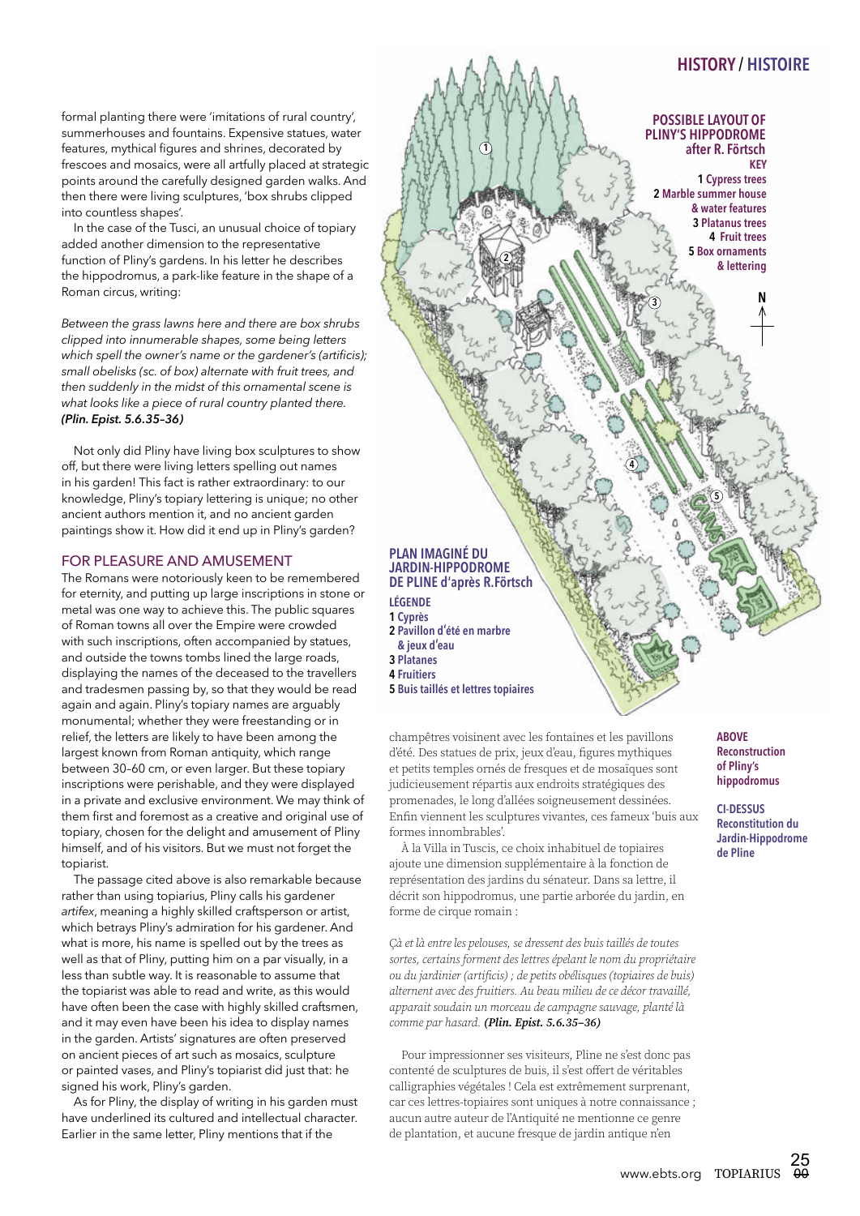formal planting there were 'imitations of rural country', summerhouses and fountains. Expensive statues, water features, mythical figures and shrines, decorated by frescoes and mosaics, were all artfully placed at strategic points around the carefully designed garden walks. And then there were living sculptures, 'box shrubs clipped into countless shapes'.

In the case of the Tusci, an unusual choice of topiary added another dimension to the representative function of Pliny's gardens. In his letter he describes the hippodromus, a park-like feature in the shape of a Roman circus, writing:

*Between the grass lawns here and there are box shrubs clipped into innumerable shapes, some being letters which spell the owner's name or the gardener's (artificis); small obelisks (sc. of box) alternate with fruit trees, and then suddenly in the midst of this ornamental scene is what looks like a piece of rural country planted there.* ***(Plin. Epist. 5.6.35–36)***

Not only did Pliny have living box sculptures to show off, but there were living letters spelling out names in his garden! This fact is rather extraordinary: to our knowledge, Pliny's topiary lettering is unique; no other ancient authors mention it, and no ancient garden paintings show it. How did it end up in Pliny's garden?

## FOR PLEASURE AND AMUSEMENT

The Romans were notoriously keen to be remembered for eternity, and putting up large inscriptions in stone or metal was one way to achieve this. The public squares of Roman towns all over the Empire were crowded with such inscriptions, often accompanied by statues, and outside the towns tombs lined the large roads, displaying the names of the deceased to the travellers and tradesmen passing by, so that they would be read again and again. Pliny's topiary names are arguably monumental; whether they were freestanding or in relief, the letters are likely to have been among the largest known from Roman antiquity, which range between 30–60 cm, or even larger. But these topiary inscriptions were perishable, and they were displayed in a private and exclusive environment. We may think of them first and foremost as a creative and original use of topiary, chosen for the delight and amusement of Pliny himself, and of his visitors. But we must not forget the topiarist.

The passage cited above is also remarkable because rather than using topiarius, Pliny calls his gardener *artifex*, meaning a highly skilled craftsperson or artist, which betrays Pliny's admiration for his gardener. And what is more, his name is spelled out by the trees as well as that of Pliny, putting him on a par visually, in a less than subtle way. It is reasonable to assume that the topiarist was able to read and write, as this would have often been the case with highly skilled craftsmen, and it may even have been his idea to display names in the garden. Artists' signatures are often preserved on ancient pieces of art such as mosaics, sculpture or painted vases, and Pliny's topiarist did just that: he signed his work, Pliny's garden.

As for Pliny, the display of writing in his garden must have underlined its cultured and intellectual character. Earlier in the same letter, Pliny mentions that if the

**POSSIBLE LAYOUT OF PLINY'S HIPPODROME after R. Förtsch**

**KEY**
1 Cypress trees
2 Marble summer house & water features
3 Platanus trees
4 Fruit trees
5 Box ornaments & lettering

N

**PLAN IMAGINÉ DU JARDIN-HIPPODROME DE PLINE d'après R.Förtsch**

**LÉGENDE**
1 Cyprès
2 Pavillon d'été en marbre & jeux d'eau
3 Platanes
4 Fruitiers
5 Buis taillés et lettres topiaires

**ABOVE**
Reconstruction of Pliny's hippodromus

**CI-DESSUS**
Reconstitution du Jardin-Hippodrome de Pline

champêtres voisinent avec les fontaines et les pavillons d'été. Des statues de prix, jeux d'eau, figures mythiques et petits temples ornés de fresques et de mosaïques sont judicieusement répartis aux endroits stratégiques des promenades, le long d'allées soigneusement dessinées. Enfin viennent les sculptures vivantes, ces fameux 'buis aux formes innombrables'.

À la Villa in Tuscis, ce choix inhabituel de topiaires ajoute une dimension supplémentaire à la fonction de représentation des jardins du sénateur. Dans sa lettre, il décrit son hippodromus, une partie arborée du jardin, en forme de cirque romain :

*Çà et là entre les pelouses, se dressent des buis taillés de toutes sortes, certains forment des lettres épelant le nom du propriétaire ou du jardinier (artificis) ; de petits obélisques (topiaires de buis) alternent avec des fruitiers. Au beau milieu de ce décor travaillé, apparait soudain un morceau de campagne sauvage, planté là comme par hasard.* ***(Plin. Epist. 5.6.35–36)***

Pour impressionner ses visiteurs, Pline ne s'est donc pas contenté de sculptures de buis, il s'est offert de véritables calligraphies végétales ! Cela est extrêmement surprenant, car ces lettres-topiaires sont uniques à notre connaissance ; aucun autre auteur de l'Antiquité ne mentionne ce genre de plantation, et aucune fresque de jardin antique n'en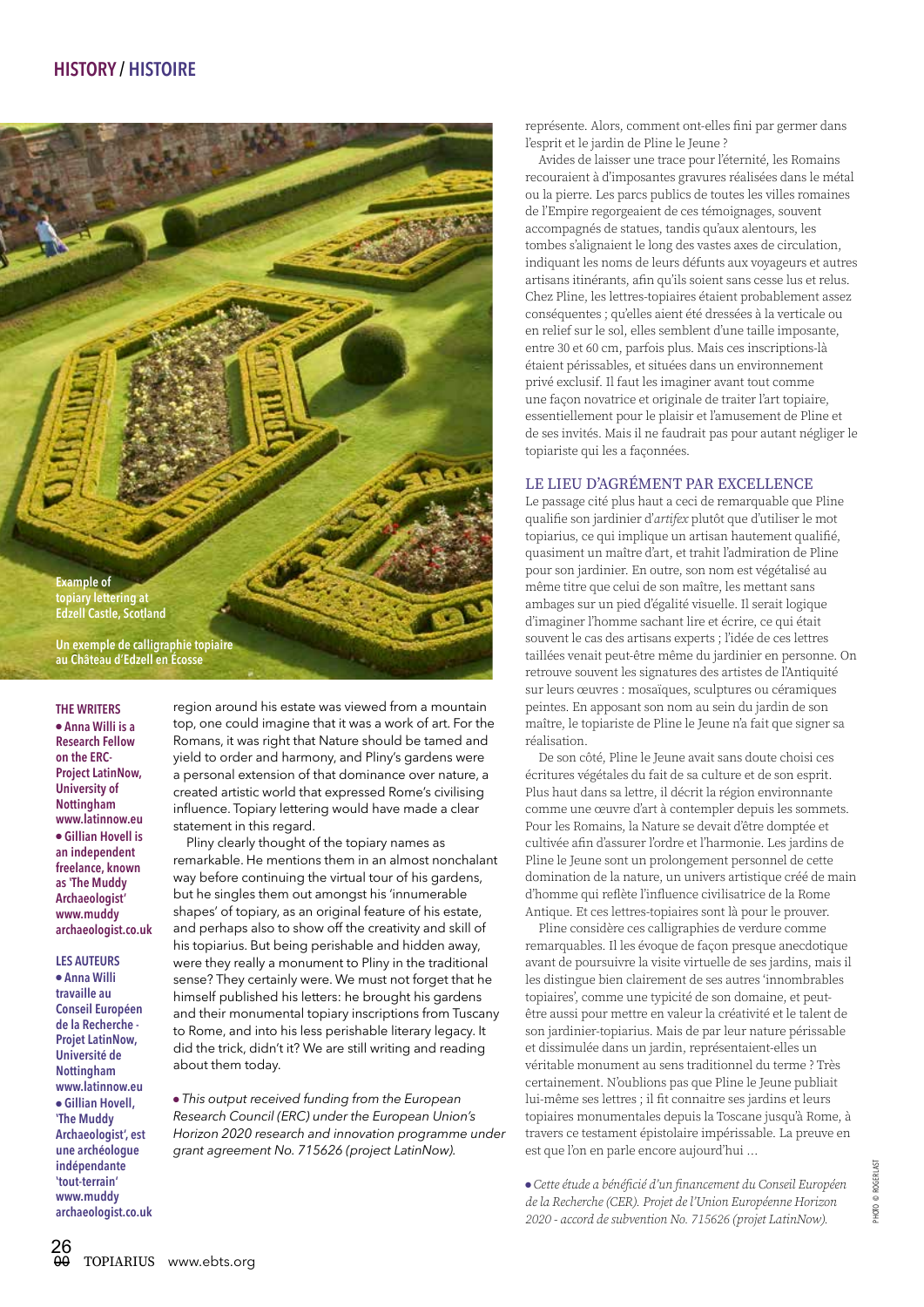Example of topiary lettering at Edzell Castle, Scotland

Un exemple de calligraphie topiaire au Château d'Edzell en Écosse

**THE WRITERS**

- **Anna Willi is a Research Fellow on the ERC-Project LatinNow, University of Nottingham www.latinnow.eu**
- **Gillian Hovell is an independent freelance, known as 'The Muddy Archaeologist' www.muddyarchaeologist.co.uk**

**LES AUTEURS**

- **Anna Willi travaille au Conseil Européen de la Recherche - Projet LatinNow, Université de Nottingham www.latinnow.eu**
- **Gillian Hovell, 'The Muddy Archaeologist', est une archéologue indépendante 'tout-terrain' www.muddyarchaeologist.co.uk**

region around his estate was viewed from a mountain top, one could imagine that it was a work of art. For the Romans, it was right that Nature should be tamed and yield to order and harmony, and Pliny's gardens were a personal extension of that dominance over nature, a created artistic world that expressed Rome's civilising influence. Topiary lettering would have made a clear statement in this regard.

Pliny clearly thought of the topiary names as remarkable. He mentions them in an almost nonchalant way before continuing the virtual tour of his gardens, but he singles them out amongst his 'innumerable shapes' of topiary, as an original feature of his estate, and perhaps also to show off the creativity and skill of his topiarius. But being perishable and hidden away, were they really a monument to Pliny in the traditional sense? They certainly were. We must not forget that he himself published his letters: he brought his gardens and their monumental topiary inscriptions from Tuscany to Rome, and into his less perishable literary legacy. It did the trick, didn't it? We are still writing and reading about them today.

- *This output received funding from the European Research Council (ERC) under the European Union's Horizon 2020 research and innovation programme under grant agreement No. 715626 (project LatinNow).*

représente. Alors, comment ont-elles fini par germer dans l'esprit et le jardin de Pline le Jeune ?

Avides de laisser une trace pour l'éternité, les Romains recouraient à d'imposantes gravures réalisées dans le métal ou la pierre. Les parcs publics de toutes les villes romaines de l'Empire regorgeaient de ces témoignages, souvent accompagnés de statues, tandis qu'aux alentours, les tombes s'alignaient le long des vastes axes de circulation, indiquant les noms de leurs défunts aux voyageurs et autres artisans itinérants, afin qu'ils soient sans cesse lus et relus. Chez Pline, les lettres-topiaires étaient probablement assez conséquentes ; qu'elles aient été dressées à la verticale ou en relief sur le sol, elles semblent d'une taille imposante, entre 30 et 60 cm, parfois plus. Mais ces inscriptions-là étaient périssables, et situées dans un environnement privé exclusif. Il faut les imaginer avant tout comme une façon novatrice et originale de traiter l'art topiaire, essentiellement pour le plaisir et l'amusement de Pline et de ses invités. Mais il ne faudrait pas pour autant négliger le topiariste qui les a façonnées.

## LE LIEU D'AGRÉMENT PAR EXCELLENCE

Le passage cité plus haut a ceci de remarquable que Pline qualifie son jardinier d'*artifex* plutôt que d'utiliser le mot topiarius, ce qui implique un artisan hautement qualifié, quasiment un maître d'art, et trahit l'admiration de Pline pour son jardinier. En outre, son nom est végétalisé au même titre que celui de son maître, les mettant sans ambages sur un pied d'égalité visuelle. Il serait logique d'imaginer l'homme sachant lire et écrire, ce qui était souvent le cas des artisans experts ; l'idée de ces lettres taillées venait peut-être même du jardinier en personne. On retrouve souvent les signatures des artistes de l'Antiquité sur leurs œuvres : mosaïques, sculptures ou céramiques peintes. En apposant son nom au sein du jardin de son maître, le topiariste de Pline le Jeune n'a fait que signer sa réalisation.

De son côté, Pline le Jeune avait sans doute choisi ces écritures végétales du fait de sa culture et de son esprit. Plus haut dans sa lettre, il décrit la région environnante comme une œuvre d'art à contempler depuis les sommets. Pour les Romains, la Nature se devait d'être domptée et cultivée afin d'assurer l'ordre et l'harmonie. Les jardins de Pline le Jeune sont un prolongement personnel de cette domination de la nature, un univers artistique créé de main d'homme qui reflète l'influence civilisatrice de la Rome Antique. Et ces lettres-topiaires sont là pour le prouver.

Pline considère ces calligraphies de verdure comme remarquables. Il les évoque de façon presque anecdotique avant de poursuivre la visite virtuelle de ses jardins, mais il les distingue bien clairement de ses autres 'innombrables topiaires', comme une typicité de son domaine, et peut-être aussi pour mettre en valeur la créativité et le talent de son jardinier-topiarius. Mais de par leur nature périssable et dissimulée dans un jardin, représentaient-elles un véritable monument au sens traditionnel du terme ? Très certainement. N'oublions pas que Pline le Jeune publiait lui-même ses lettres ; il fit connaitre ses jardins et leurs topiaires monumentales depuis la Toscane jusqu'à Rome, à travers ce testament épistolaire impérissable. La preuve en est que l'on en parle encore aujourd'hui …

- *Cette étude a bénéficié d'un financement du Conseil Européen de la Recherche (CER). Projet de l'Union Européenne Horizon 2020 - accord de subvention No. 715626 (projet LatinNow).*

PHOTO © ROGER LAST